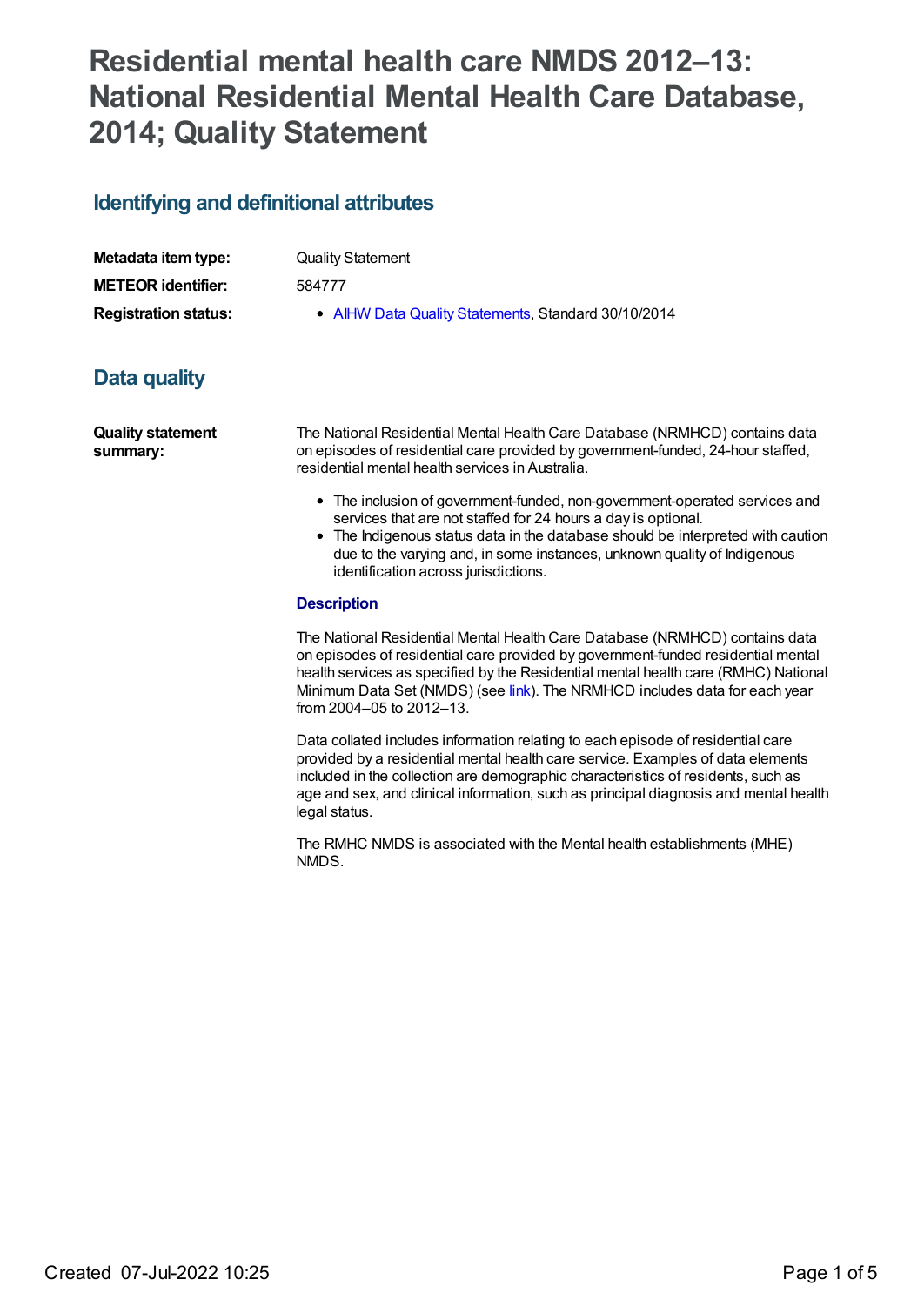# Residential mental health care NMDS 2012–13: National Residential Mental Health Care Database, 2014; Quality Statement

## Identifying and definitional attributes

**Metadata item type:** Quality Statement

**METEOR identifier:** 584777

**Registration status:**

- AIHW Data Quality Statements, Standard 30/10/2014

## Data quality

**Quality statement summary:**

The National Residential Mental Health Care Database (NRMHCD) contains data on episodes of residential care provided by government-funded, 24-hour staffed, residential mental health services in Australia.

- The inclusion of government-funded, non-government-operated services and services that are not staffed for 24 hours a day is optional.
- The Indigenous status data in the database should be interpreted with caution due to the varying and, in some instances, unknown quality of Indigenous identification across jurisdictions.

**Description**

The National Residential Mental Health Care Database (NRMHCD) contains data on episodes of residential care provided by government-funded residential mental health services as specified by the Residential mental health care (RMHC) National Minimum Data Set (NMDS) (see link). The NRMHCD includes data for each year from 2004–05 to 2012–13.

Data collated includes information relating to each episode of residential care provided by a residential mental health care service. Examples of data elements included in the collection are demographic characteristics of residents, such as age and sex, and clinical information, such as principal diagnosis and mental health legal status.

The RMHC NMDS is associated with the Mental health establishments (MHE) NMDS.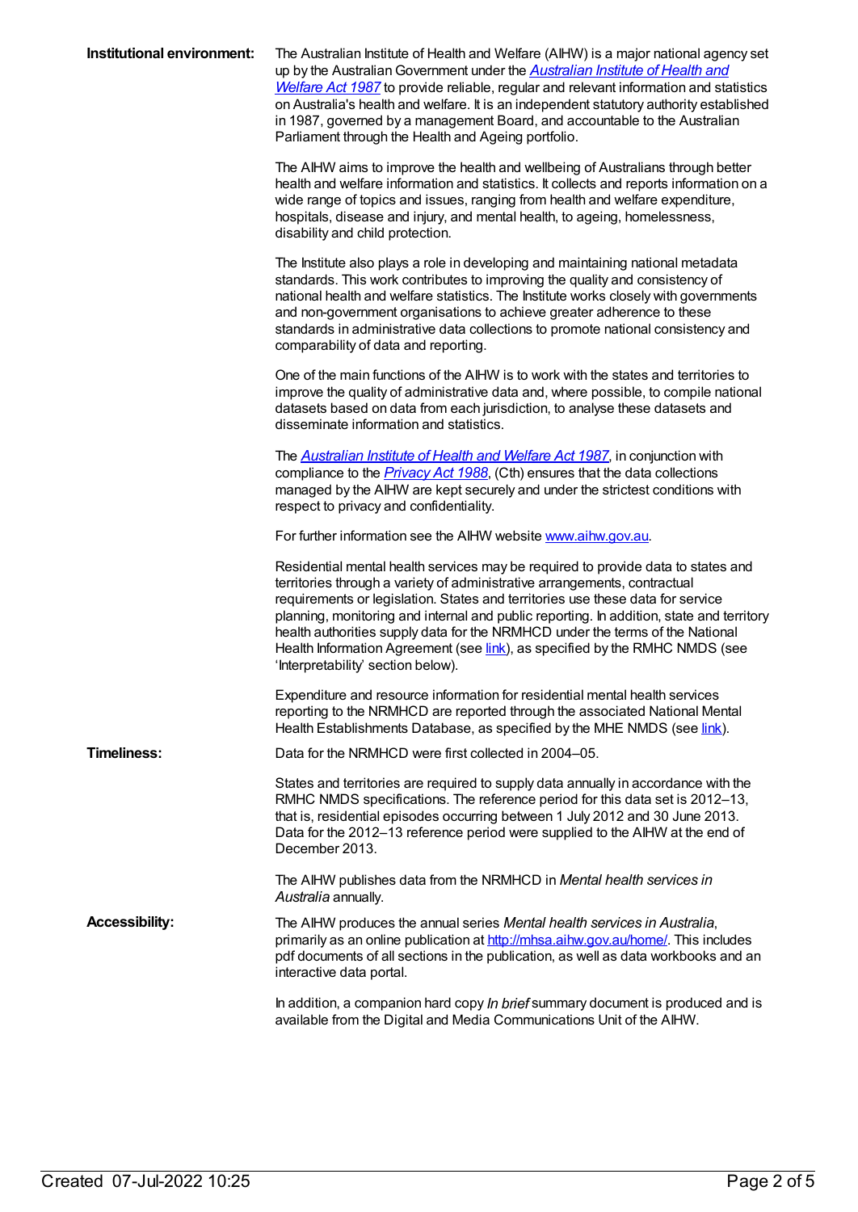**Institutional environment:**

The Australian Institute of Health and Welfare (AIHW) is a major national agency set up by the Australian Government under the *Australian Institute of Health and Welfare Act 1987* to provide reliable, regular and relevant information and statistics on Australia's health and welfare. It is an independent statutory authority established in 1987, governed by a management Board, and accountable to the Australian Parliament through the Health and Ageing portfolio.

The AIHW aims to improve the health and wellbeing of Australians through better health and welfare information and statistics. It collects and reports information on a wide range of topics and issues, ranging from health and welfare expenditure, hospitals, disease and injury, and mental health, to ageing, homelessness, disability and child protection.

The Institute also plays a role in developing and maintaining national metadata standards. This work contributes to improving the quality and consistency of national health and welfare statistics. The Institute works closely with governments and non-government organisations to achieve greater adherence to these standards in administrative data collections to promote national consistency and comparability of data and reporting.

One of the main functions of the AIHW is to work with the states and territories to improve the quality of administrative data and, where possible, to compile national datasets based on data from each jurisdiction, to analyse these datasets and disseminate information and statistics.

The *Australian Institute of Health and Welfare Act 1987*, in conjunction with compliance to the *Privacy Act 1988*, (Cth) ensures that the data collections managed by the AIHW are kept securely and under the strictest conditions with respect to privacy and confidentiality.

For further information see the AIHW website www.aihw.gov.au.

Residential mental health services may be required to provide data to states and territories through a variety of administrative arrangements, contractual requirements or legislation. States and territories use these data for service planning, monitoring and internal and public reporting. In addition, state and territory health authorities supply data for the NRMHCD under the terms of the National Health Information Agreement (see link), as specified by the RMHC NMDS (see 'Interpretability' section below).

Expenditure and resource information for residential mental health services reporting to the NRMHCD are reported through the associated National Mental Health Establishments Database, as specified by the MHE NMDS (see link).

**Timeliness:**

Data for the NRMHCD were first collected in 2004–05.

States and territories are required to supply data annually in accordance with the RMHC NMDS specifications. The reference period for this data set is 2012–13, that is, residential episodes occurring between 1 July 2012 and 30 June 2013. Data for the 2012–13 reference period were supplied to the AIHW at the end of December 2013.

The AIHW publishes data from the NRMHCD in *Mental health services in Australia* annually.

**Accessibility:**

The AIHW produces the annual series *Mental health services in Australia*, primarily as an online publication at http://mhsa.aihw.gov.au/home/. This includes pdf documents of all sections in the publication, as well as data workbooks and an interactive data portal.

In addition, a companion hard copy *In brief* summary document is produced and is available from the Digital and Media Communications Unit of the AIHW.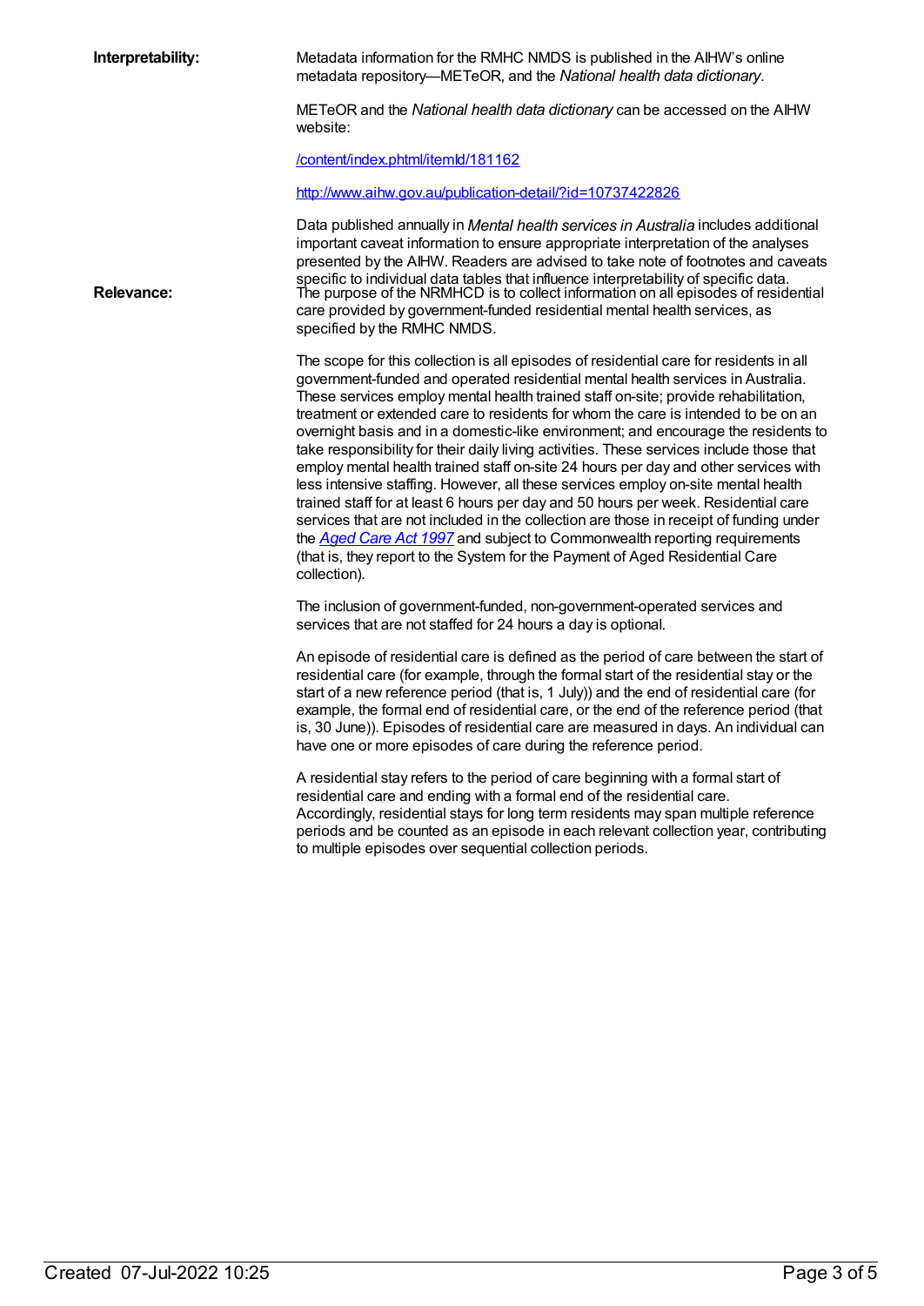**Interpretability:**

Metadata information for the RMHC NMDS is published in the AIHW's online metadata repository—METeOR, and the *National health data dictionary*.

METeOR and the *National health data dictionary* can be accessed on the AIHW website:

[/content/index.phtml/itemId/181162](/content/index.phtml/itemId/181162)

[http://www.aihw.gov.au/publication-detail/?id=10737422826](http://www.aihw.gov.au/publication-detail/?id=10737422826)

Data published annually in *Mental health services in Australia* includes additional important caveat information to ensure appropriate interpretation of the analyses presented by the AIHW. Readers are advised to take note of footnotes and caveats specific to individual data tables that influence interpretability of specific data.

**Relevance:**

The purpose of the NRMHCD is to collect information on all episodes of residential care provided by government-funded residential mental health services, as specified by the RMHC NMDS.

The scope for this collection is all episodes of residential care for residents in all government-funded and operated residential mental health services in Australia. These services employ mental health trained staff on-site; provide rehabilitation, treatment or extended care to residents for whom the care is intended to be on an overnight basis and in a domestic-like environment; and encourage the residents to take responsibility for their daily living activities. These services include those that employ mental health trained staff on-site 24 hours per day and other services with less intensive staffing. However, all these services employ on-site mental health trained staff for at least 6 hours per day and 50 hours per week. Residential care services that are not included in the collection are those in receipt of funding under the *Aged Care Act 1997* and subject to Commonwealth reporting requirements (that is, they report to the System for the Payment of Aged Residential Care collection).

The inclusion of government-funded, non-government-operated services and services that are not staffed for 24 hours a day is optional.

An episode of residential care is defined as the period of care between the start of residential care (for example, through the formal start of the residential stay or the start of a new reference period (that is, 1 July)) and the end of residential care (for example, the formal end of residential care, or the end of the reference period (that is, 30 June)). Episodes of residential care are measured in days. An individual can have one or more episodes of care during the reference period.

A residential stay refers to the period of care beginning with a formal start of residential care and ending with a formal end of the residential care. Accordingly, residential stays for long term residents may span multiple reference periods and be counted as an episode in each relevant collection year, contributing to multiple episodes over sequential collection periods.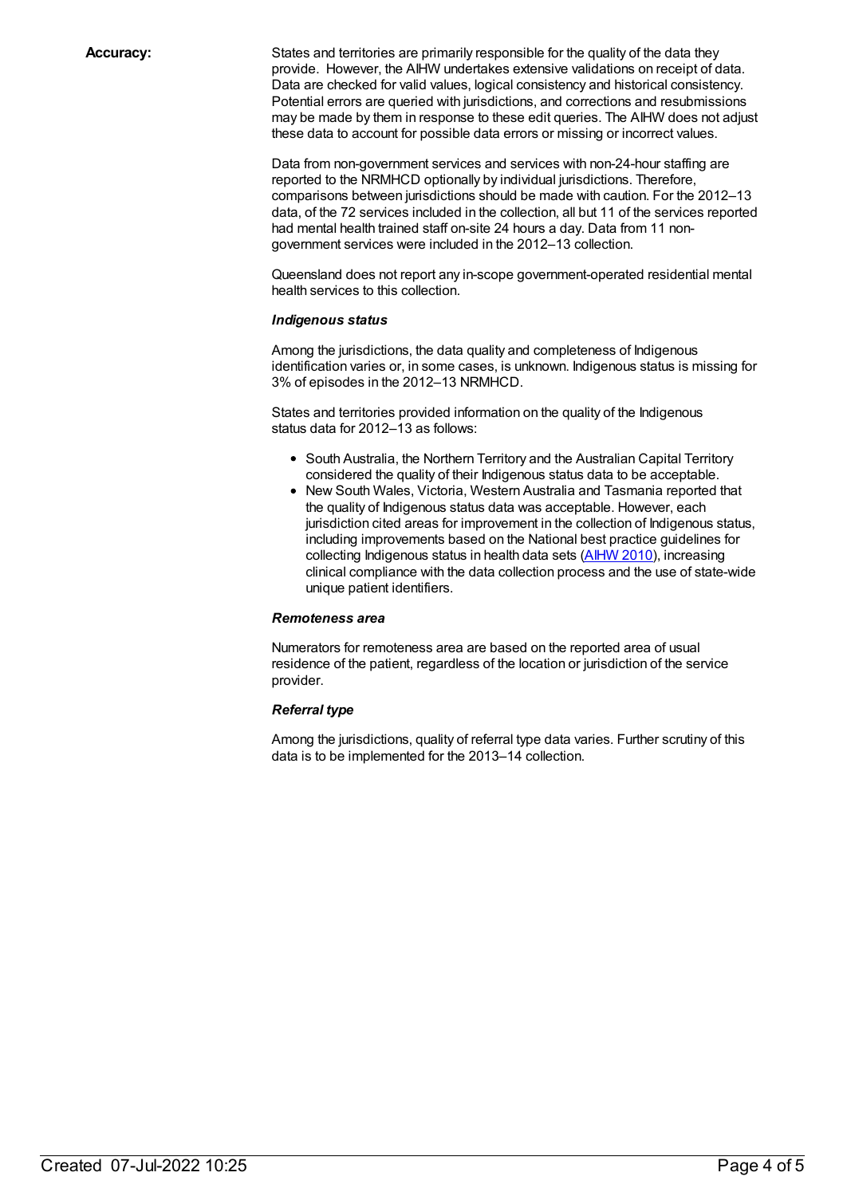**Accuracy:**

States and territories are primarily responsible for the quality of the data they provide. However, the AIHW undertakes extensive validations on receipt of data. Data are checked for valid values, logical consistency and historical consistency. Potential errors are queried with jurisdictions, and corrections and resubmissions may be made by them in response to these edit queries. The AIHW does not adjust these data to account for possible data errors or missing or incorrect values.

Data from non-government services and services with non-24-hour staffing are reported to the NRMHCD optionally by individual jurisdictions. Therefore, comparisons between jurisdictions should be made with caution. For the 2012–13 data, of the 72 services included in the collection, all but 11 of the services reported had mental health trained staff on-site 24 hours a day. Data from 11 non-government services were included in the 2012–13 collection.

Queensland does not report any in-scope government-operated residential mental health services to this collection.

***Indigenous status***

Among the jurisdictions, the data quality and completeness of Indigenous identification varies or, in some cases, is unknown. Indigenous status is missing for 3% of episodes in the 2012–13 NRMHCD.

States and territories provided information on the quality of the Indigenous status data for 2012–13 as follows:

- South Australia, the Northern Territory and the Australian Capital Territory considered the quality of their Indigenous status data to be acceptable.
- New South Wales, Victoria, Western Australia and Tasmania reported that the quality of Indigenous status data was acceptable. However, each jurisdiction cited areas for improvement in the collection of Indigenous status, including improvements based on the National best practice guidelines for collecting Indigenous status in health data sets (AIHW 2010), increasing clinical compliance with the data collection process and the use of state-wide unique patient identifiers.

***Remoteness area***

Numerators for remoteness area are based on the reported area of usual residence of the patient, regardless of the location or jurisdiction of the service provider.

***Referral type***

Among the jurisdictions, quality of referral type data varies. Further scrutiny of this data is to be implemented for the 2013–14 collection.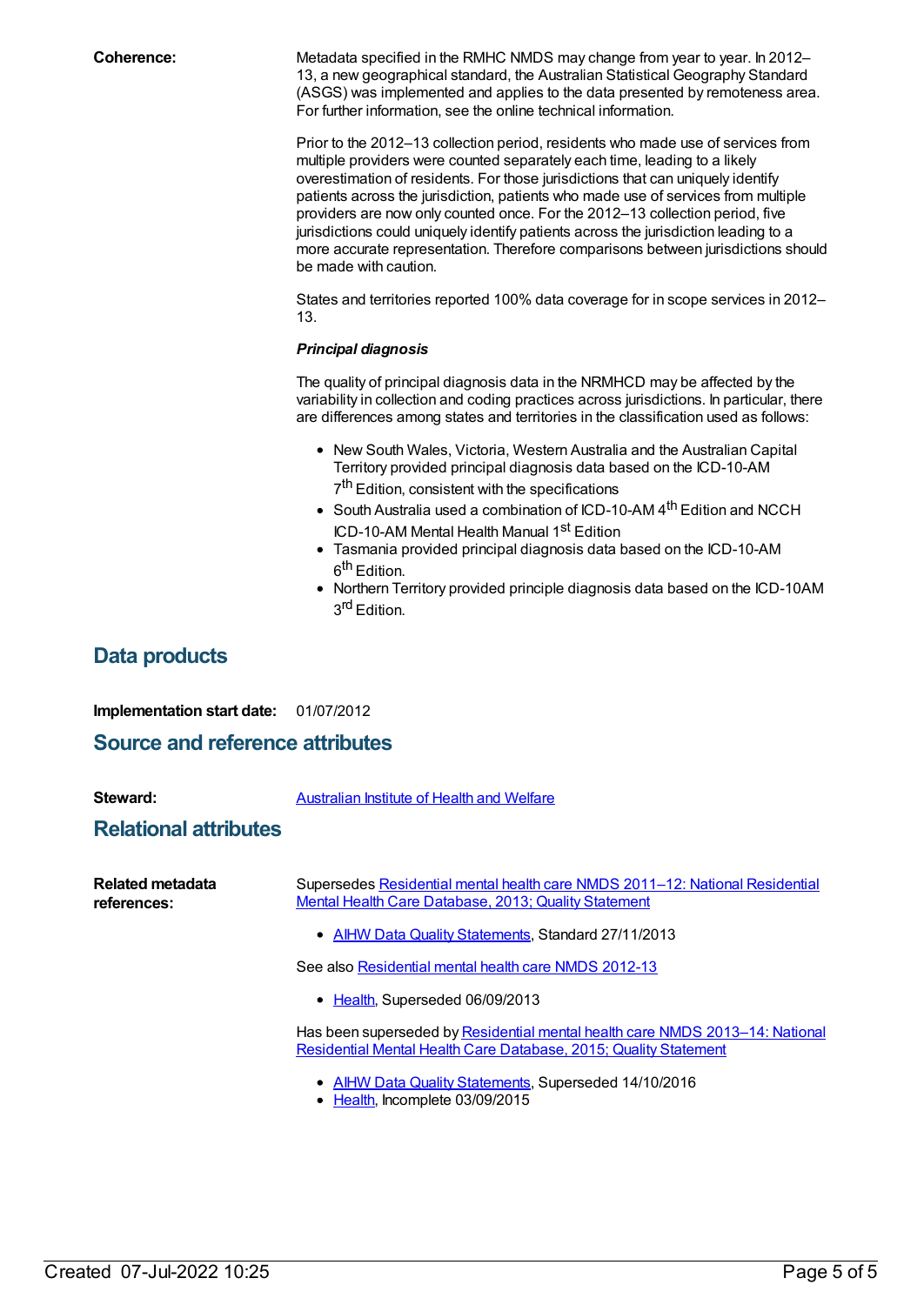**Coherence:**

Metadata specified in the RMHC NMDS may change from year to year. In 2012–13, a new geographical standard, the Australian Statistical Geography Standard (ASGS) was implemented and applies to the data presented by remoteness area. For further information, see the online technical information.

Prior to the 2012–13 collection period, residents who made use of services from multiple providers were counted separately each time, leading to a likely overestimation of residents. For those jurisdictions that can uniquely identify patients across the jurisdiction, patients who made use of services from multiple providers are now only counted once. For the 2012–13 collection period, five jurisdictions could uniquely identify patients across the jurisdiction leading to a more accurate representation. Therefore comparisons between jurisdictions should be made with caution.

States and territories reported 100% data coverage for in scope services in 2012–13.

***Principal diagnosis***

The quality of principal diagnosis data in the NRMHCD may be affected by the variability in collection and coding practices across jurisdictions. In particular, there are differences among states and territories in the classification used as follows:

- New South Wales, Victoria, Western Australia and the Australian Capital Territory provided principal diagnosis data based on the ICD-10-AM 7th Edition, consistent with the specifications
- South Australia used a combination of ICD-10-AM 4th Edition and NCCH ICD-10-AM Mental Health Manual 1st Edition
- Tasmania provided principal diagnosis data based on the ICD-10-AM 6th Edition.
- Northern Territory provided principle diagnosis data based on the ICD-10AM 3rd Edition.

## Data products

**Implementation start date:** 01/07/2012

## Source and reference attributes

**Steward:** Australian Institute of Health and Welfare

## Relational attributes

**Related metadata references:**

Supersedes Residential mental health care NMDS 2011–12: National Residential Mental Health Care Database, 2013; Quality Statement

- AIHW Data Quality Statements, Standard 27/11/2013

See also Residential mental health care NMDS 2012-13

- Health, Superseded 06/09/2013

Has been superseded by Residential mental health care NMDS 2013–14: National Residential Mental Health Care Database, 2015; Quality Statement

- AIHW Data Quality Statements, Superseded 14/10/2016
- Health, Incomplete 03/09/2015